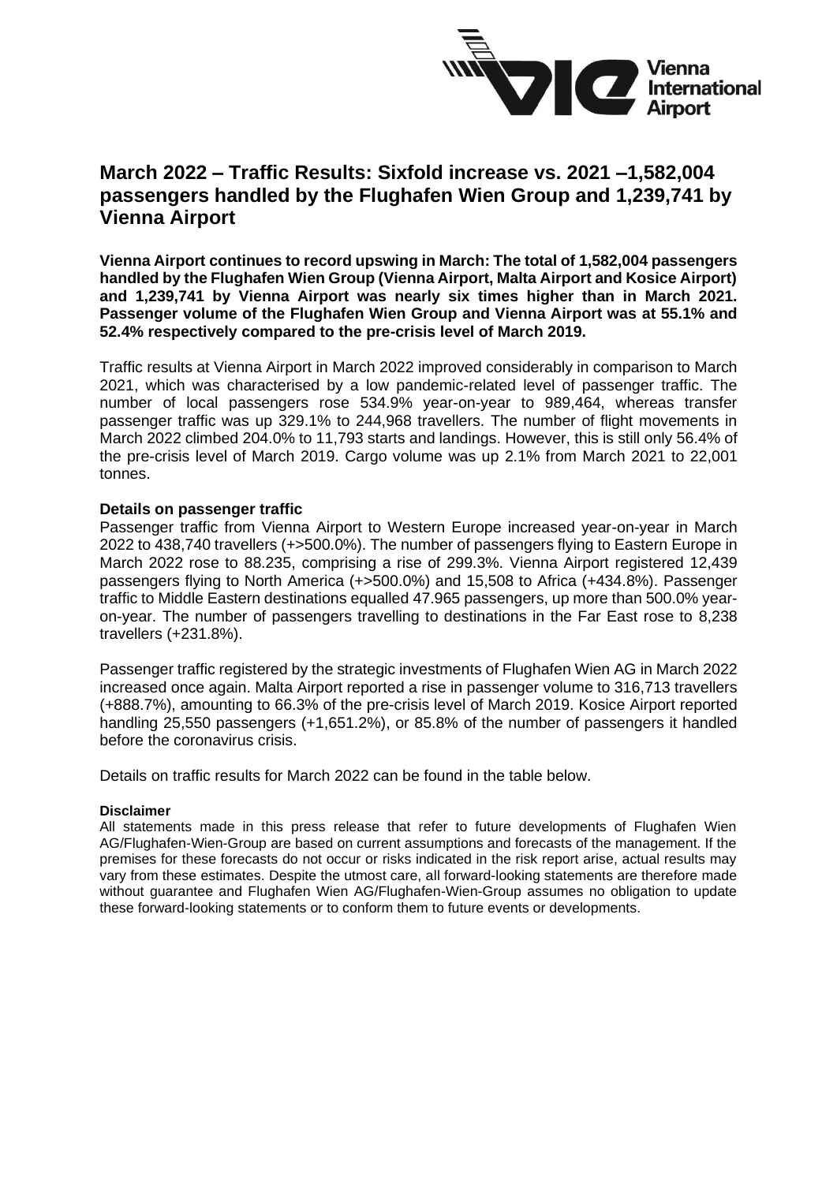# March 2022 – Traffic Results: Sixfold increase vs. 2021 –1,582,004 passengers handled by the Flughafen Wien Group and 1,239,741 by Vienna Airport

**Vienna Airport continues to record upswing in March: The total of 1,582,004 passengers handled by the Flughafen Wien Group (Vienna Airport, Malta Airport and Kosice Airport) and 1,239,741 by Vienna Airport was nearly six times higher than in March 2021. Passenger volume of the Flughafen Wien Group and Vienna Airport was at 55.1% and 52.4% respectively compared to the pre-crisis level of March 2019.**

Traffic results at Vienna Airport in March 2022 improved considerably in comparison to March 2021, which was characterised by a low pandemic-related level of passenger traffic. The number of local passengers rose 534.9% year-on-year to 989,464, whereas transfer passenger traffic was up 329.1% to 244,968 travellers. The number of flight movements in March 2022 climbed 204.0% to 11,793 starts and landings. However, this is still only 56.4% of the pre-crisis level of March 2019. Cargo volume was up 2.1% from March 2021 to 22,001 tonnes.

**Details on passenger traffic**

Passenger traffic from Vienna Airport to Western Europe increased year-on-year in March 2022 to 438,740 travellers (+>500.0%). The number of passengers flying to Eastern Europe in March 2022 rose to 88.235, comprising a rise of 299.3%. Vienna Airport registered 12,439 passengers flying to North America (+>500.0%) and 15,508 to Africa (+434.8%). Passenger traffic to Middle Eastern destinations equalled 47.965 passengers, up more than 500.0% year-on-year. The number of passengers travelling to destinations in the Far East rose to 8,238 travellers (+231.8%).

Passenger traffic registered by the strategic investments of Flughafen Wien AG in March 2022 increased once again. Malta Airport reported a rise in passenger volume to 316,713 travellers (+888.7%), amounting to 66.3% of the pre-crisis level of March 2019. Kosice Airport reported handling 25,550 passengers (+1,651.2%), or 85.8% of the number of passengers it handled before the coronavirus crisis.

Details on traffic results for March 2022 can be found in the table below.

**Disclaimer**

All statements made in this press release that refer to future developments of Flughafen Wien AG/Flughafen-Wien-Group are based on current assumptions and forecasts of the management. If the premises for these forecasts do not occur or risks indicated in the risk report arise, actual results may vary from these estimates. Despite the utmost care, all forward-looking statements are therefore made without guarantee and Flughafen Wien AG/Flughafen-Wien-Group assumes no obligation to update these forward-looking statements or to conform them to future events or developments.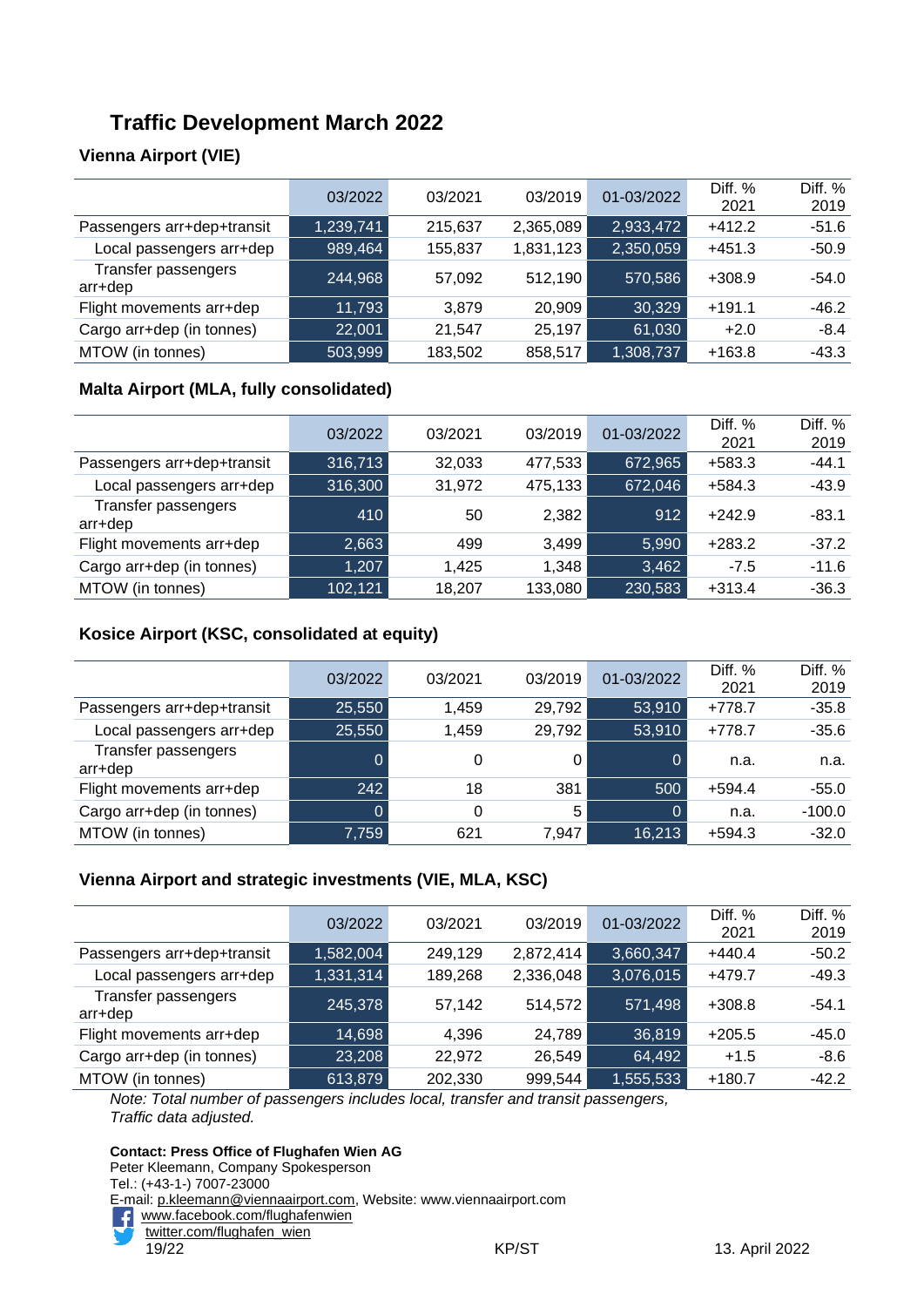# Traffic Development March 2022

## Vienna Airport (VIE)

| | 03/2022 | 03/2021 | 03/2019 | 01-03/2022 | Diff. % 2021 | Diff. % 2019 |
|---|---|---|---|---|---|---|
| Passengers arr+dep+transit | 1,239,741 | 215,637 | 2,365,089 | 2,933,472 | +412.2 | -51.6 |
| Local passengers arr+dep | 989,464 | 155,837 | 1,831,123 | 2,350,059 | +451.3 | -50.9 |
| Transfer passengers arr+dep | 244,968 | 57,092 | 512,190 | 570,586 | +308.9 | -54.0 |
| Flight movements arr+dep | 11,793 | 3,879 | 20,909 | 30,329 | +191.1 | -46.2 |
| Cargo arr+dep (in tonnes) | 22,001 | 21,547 | 25,197 | 61,030 | +2.0 | -8.4 |
| MTOW (in tonnes) | 503,999 | 183,502 | 858,517 | 1,308,737 | +163.8 | -43.3 |

## Malta Airport (MLA, fully consolidated)

| | 03/2022 | 03/2021 | 03/2019 | 01-03/2022 | Diff. % 2021 | Diff. % 2019 |
|---|---|---|---|---|---|---|
| Passengers arr+dep+transit | 316,713 | 32,033 | 477,533 | 672,965 | +583.3 | -44.1 |
| Local passengers arr+dep | 316,300 | 31,972 | 475,133 | 672,046 | +584.3 | -43.9 |
| Transfer passengers arr+dep | 410 | 50 | 2,382 | 912 | +242.9 | -83.1 |
| Flight movements arr+dep | 2,663 | 499 | 3,499 | 5,990 | +283.2 | -37.2 |
| Cargo arr+dep (in tonnes) | 1,207 | 1,425 | 1,348 | 3,462 | -7.5 | -11.6 |
| MTOW (in tonnes) | 102,121 | 18,207 | 133,080 | 230,583 | +313.4 | -36.3 |

## Kosice Airport (KSC, consolidated at equity)

| | 03/2022 | 03/2021 | 03/2019 | 01-03/2022 | Diff. % 2021 | Diff. % 2019 |
|---|---|---|---|---|---|---|
| Passengers arr+dep+transit | 25,550 | 1,459 | 29,792 | 53,910 | +778.7 | -35.8 |
| Local passengers arr+dep | 25,550 | 1,459 | 29,792 | 53,910 | +778.7 | -35.6 |
| Transfer passengers arr+dep | 0 | 0 | 0 | 0 | n.a. | n.a. |
| Flight movements arr+dep | 242 | 18 | 381 | 500 | +594.4 | -55.0 |
| Cargo arr+dep (in tonnes) | 0 | 0 | 5 | 0 | n.a. | -100.0 |
| MTOW (in tonnes) | 7,759 | 621 | 7,947 | 16,213 | +594.3 | -32.0 |

## Vienna Airport and strategic investments (VIE, MLA, KSC)

| | 03/2022 | 03/2021 | 03/2019 | 01-03/2022 | Diff. % 2021 | Diff. % 2019 |
|---|---|---|---|---|---|---|
| Passengers arr+dep+transit | 1,582,004 | 249,129 | 2,872,414 | 3,660,347 | +440.4 | -50.2 |
| Local passengers arr+dep | 1,331,314 | 189,268 | 2,336,048 | 3,076,015 | +479.7 | -49.3 |
| Transfer passengers arr+dep | 245,378 | 57,142 | 514,572 | 571,498 | +308.8 | -54.1 |
| Flight movements arr+dep | 14,698 | 4,396 | 24,789 | 36,819 | +205.5 | -45.0 |
| Cargo arr+dep (in tonnes) | 23,208 | 22,972 | 26,549 | 64,492 | +1.5 | -8.6 |
| MTOW (in tonnes) | 613,879 | 202,330 | 999,544 | 1,555,533 | +180.7 | -42.2 |

*Note: Total number of passengers includes local, transfer and transit passengers, Traffic data adjusted.*

**Contact: Press Office of Flughafen Wien AG**
Peter Kleemann, Company Spokesperson
Tel.: (+43-1-) 7007-23000
E-mail: p.kleemann@viennaairport.com, Website: www.viennaairport.com
www.facebook.com/flughafenwien
twitter.com/flughafen_wien

19/22 KP/ST 13. April 2022